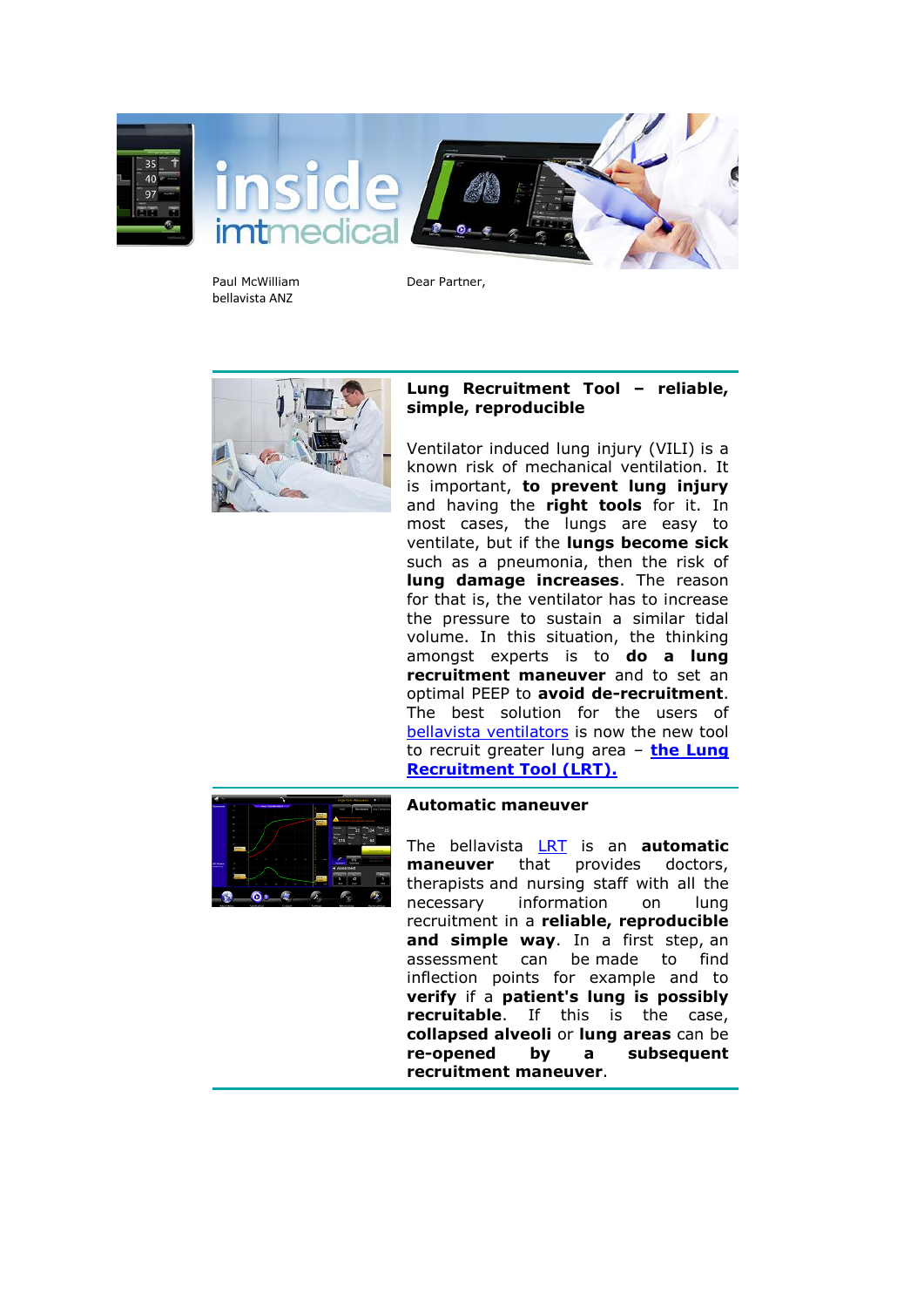Paul McWilliam
bellavista ANZ

Dear Partner,

## Lung Recruitment Tool – reliable, simple, reproducible

Ventilator induced lung injury (VILI) is a known risk of mechanical ventilation. It is important, **to prevent lung injury** and having the **right tools** for it. In most cases, the lungs are easy to ventilate, but if the **lungs become sick** such as a pneumonia, then the risk of **lung damage increases**. The reason for that is, the ventilator has to increase the pressure to sustain a similar tidal volume. In this situation, the thinking amongst experts is to **do a lung recruitment maneuver** and to set an optimal PEEP to **avoid de-recruitment**. The best solution for the users of bellavista ventilators is now the new tool to recruit greater lung area – **the Lung Recruitment Tool (LRT).**

## Automatic maneuver

The bellavista LRT is an **automatic maneuver** that provides doctors, therapists and nursing staff with all the necessary information on lung recruitment in a **reliable, reproducible and simple way**. In a first step, an assessment can be made to find inflection points for example and to **verify** if a **patient's lung is possibly recruitable**. If this is the case, **collapsed alveoli** or **lung areas** can be **re-opened by a subsequent recruitment maneuver**.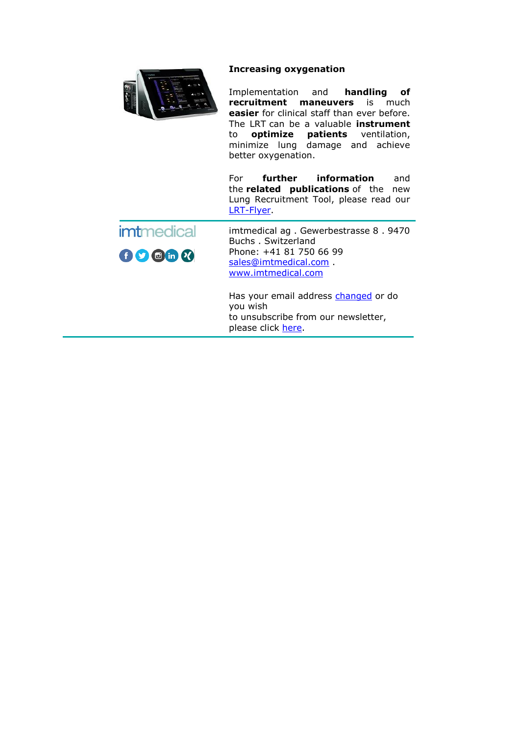**Increasing oxygenation**

Implementation and **handling of recruitment maneuvers** is much **easier** for clinical staff than ever before. The LRT can be a valuable **instrument** to **optimize patients** ventilation, minimize lung damage and achieve better oxygenation.

For **further information** and the **related publications** of the new Lung Recruitment Tool, please read our LRT-Flyer.

imtmedical

imtmedical ag . Gewerbestrasse 8 . 9470 Buchs . Switzerland
Phone: +41 81 750 66 99
sales@imtmedical.com .
www.imtmedical.com

Has your email address changed or do you wish
to unsubscribe from our newsletter, please click here.